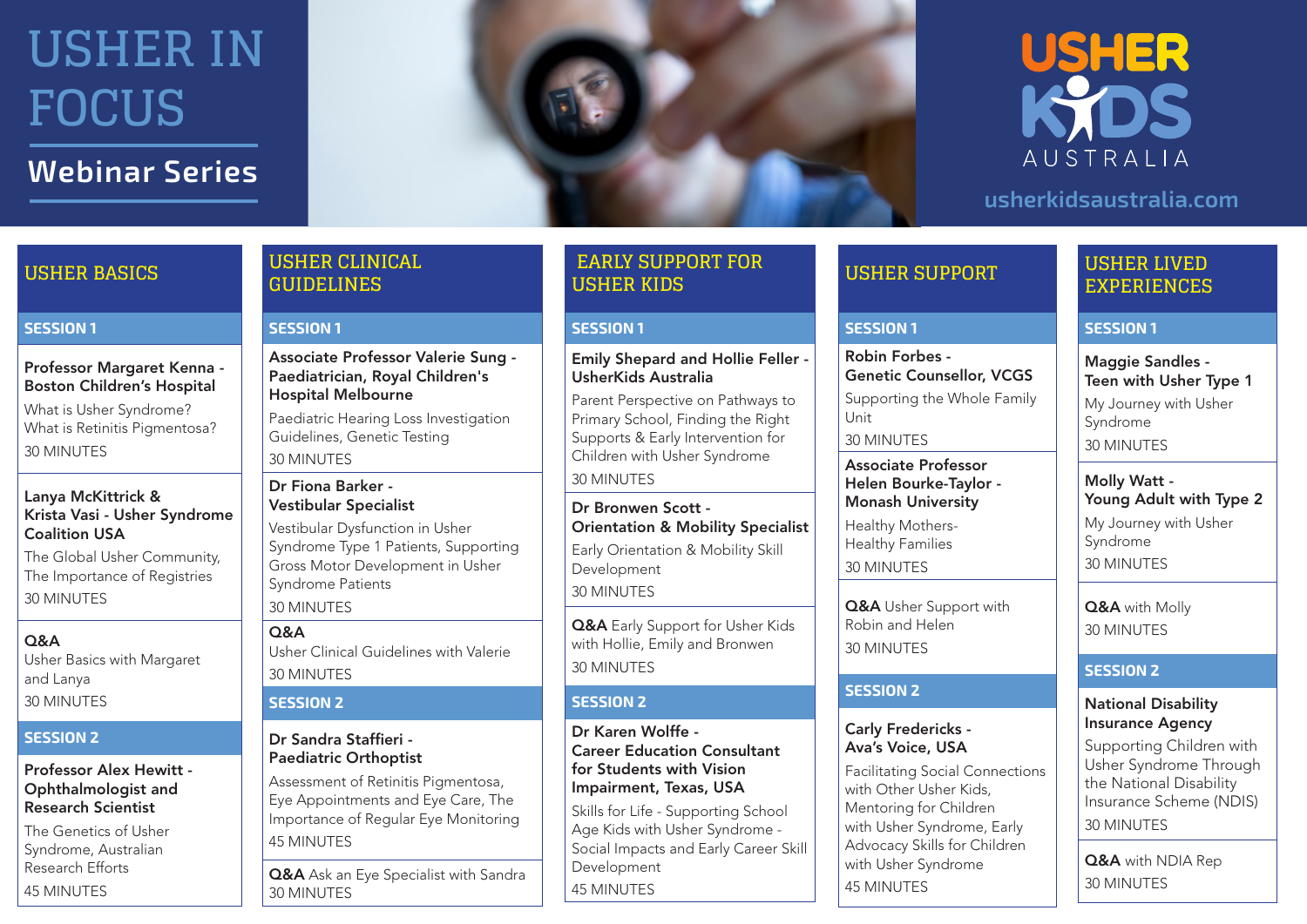# USHER IN FOCUS

## Webinar Series

USHER KIDS AUSTRALIA

usherkidsaustralia.com

## USHER BASICS

### SESSION 1

**Professor Margaret Kenna - Boston Children's Hospital**

What is Usher Syndrome?
What is Retinitis Pigmentosa?

30 MINUTES

**Lanya McKittrick & Krista Vasi - Usher Syndrome Coalition USA**

The Global Usher Community, The Importance of Registries

30 MINUTES

**Q&A**

Usher Basics with Margaret and Lanya

30 MINUTES

### SESSION 2

**Professor Alex Hewitt - Ophthalmologist and Research Scientist**

The Genetics of Usher Syndrome, Australian Research Efforts

45 MINUTES

## USHER CLINICAL GUIDELINES

### SESSION 1

**Associate Professor Valerie Sung - Paediatrician, Royal Children's Hospital Melbourne**

Paediatric Hearing Loss Investigation Guidelines, Genetic Testing

30 MINUTES

**Dr Fiona Barker - Vestibular Specialist**

Vestibular Dysfunction in Usher Syndrome Type 1 Patients, Supporting Gross Motor Development in Usher Syndrome Patients

30 MINUTES

**Q&A**

Usher Clinical Guidelines with Valerie

30 MINUTES

### SESSION 2

**Dr Sandra Staffieri - Paediatric Orthoptist**

Assessment of Retinitis Pigmentosa, Eye Appointments and Eye Care, The Importance of Regular Eye Monitoring

45 MINUTES

**Q&A** Ask an Eye Specialist with Sandra

30 MINUTES

## EARLY SUPPORT FOR USHER KIDS

### SESSION 1

**Emily Shepard and Hollie Feller - UsherKids Australia**

Parent Perspective on Pathways to Primary School, Finding the Right Supports & Early Intervention for Children with Usher Syndrome

30 MINUTES

**Dr Bronwen Scott - Orientation & Mobility Specialist**

Early Orientation & Mobility Skill Development

30 MINUTES

**Q&A** Early Support for Usher Kids with Hollie, Emily and Bronwen

30 MINUTES

### SESSION 2

**Dr Karen Wolffe - Career Education Consultant for Students with Vision Impairment, Texas, USA**

Skills for Life - Supporting School Age Kids with Usher Syndrome - Social Impacts and Early Career Skill Development

45 MINUTES

## USHER SUPPORT

### SESSION 1

**Robin Forbes - Genetic Counsellor, VCGS**

Supporting the Whole Family Unit

30 MINUTES

**Associate Professor Helen Bourke-Taylor - Monash University**

Healthy Mothers-Healthy Families

30 MINUTES

**Q&A** Usher Support with Robin and Helen

30 MINUTES

### SESSION 2

**Carly Fredericks - Ava's Voice, USA**

Facilitating Social Connections with Other Usher Kids, Mentoring for Children with Usher Syndrome, Early Advocacy Skills for Children with Usher Syndrome

45 MINUTES

## USHER LIVED EXPERIENCES

### SESSION 1

**Maggie Sandles - Teen with Usher Type 1**

My Journey with Usher Syndrome

30 MINUTES

**Molly Watt - Young Adult with Type 2**

My Journey with Usher Syndrome

30 MINUTES

**Q&A** with Molly

30 MINUTES

### SESSION 2

**National Disability Insurance Agency**

Supporting Children with Usher Syndrome Through the National Disability Insurance Scheme (NDIS)

30 MINUTES

**Q&A** with NDIA Rep

30 MINUTES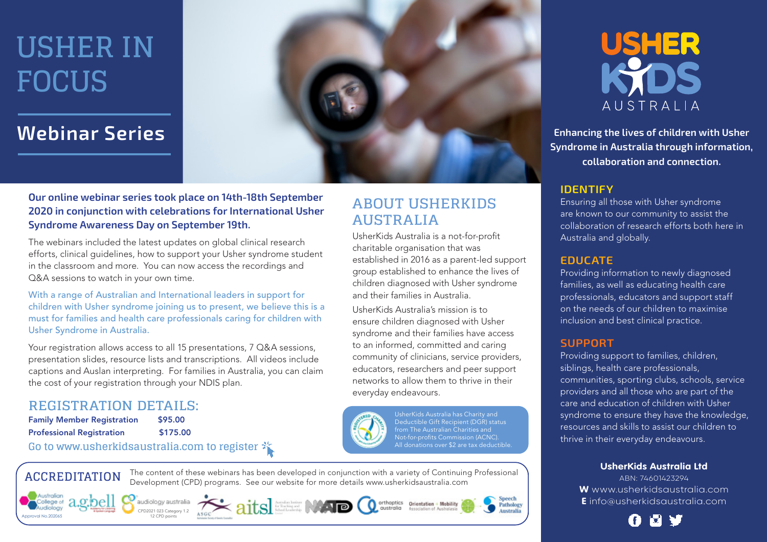# USHER IN FOCUS

## Webinar Series

**Our online webinar series took place on 14th-18th September 2020 in conjunction with celebrations for International Usher Syndrome Awareness Day on September 19th.**

The webinars included the latest updates on global clinical research efforts, clinical guidelines, how to support your Usher syndrome student in the classroom and more. You can now access the recordings and Q&A sessions to watch in your own time.

With a range of Australian and International leaders in support for children with Usher syndrome joining us to present, we believe this is a must for families and health care professionals caring for children with Usher Syndrome in Australia.

Your registration allows access to all 15 presentations, 7 Q&A sessions, presentation slides, resource lists and transcriptions. All videos include captions and Auslan interpreting. For families in Australia, you can claim the cost of your registration through your NDIS plan.

## REGISTRATION DETAILS:

| | |
|---|---|
| **Family Member Registration** | **$95.00** |
| **Professional Registration** | **$175.00** |

Go to www.usherkidsaustralia.com to register

## ABOUT USHERKIDS AUSTRALIA

UsherKids Australia is a not-for-profit charitable organisation that was established in 2016 as a parent-led support group established to enhance the lives of children diagnosed with Usher syndrome and their families in Australia.

UsherKids Australia's mission is to ensure children diagnosed with Usher syndrome and their families have access to an informed, committed and caring community of clinicians, service providers, educators, researchers and peer support networks to allow them to thrive in their everyday endeavours.

UsherKids Australia has Charity and Deductible Gift Recipient (DGR) status from The Australian Charities and Not-for-profits Commission (ACNC). All donations over $2 are tax deductible.

## ACCREDITATION

The content of these webinars has been developed in conjunction with a variety of Continuing Professional Development (CPD) programs. See our website for more details www.usherkidsaustralia.com

Australian College of Audiology Approval No.202065 · a.g.bell · audiology australia CPD2021 023 Category 1.2 12 CPD points · ASGC · aitsl · orthoptics australia · Orientation + Mobility Association of Australasia · Speech Pathology Australia

USHER KIDS AUSTRALIA

**Enhancing the lives of children with Usher Syndrome in Australia through information, collaboration and connection.**

### IDENTIFY

Ensuring all those with Usher syndrome are known to our community to assist the collaboration of research efforts both here in Australia and globally.

### EDUCATE

Providing information to newly diagnosed families, as well as educating health care professionals, educators and support staff on the needs of our children to maximise inclusion and best clinical practice.

### SUPPORT

Providing support to families, children, siblings, health care professionals, communities, sporting clubs, schools, service providers and all those who are part of the care and education of children with Usher syndrome to ensure they have the knowledge, resources and skills to assist our children to thrive in their everyday endeavours.

**UsherKids Australia Ltd**
ABN: 74601423294
**W** www.usherkidsaustralia.com
**E** info@usherkidsaustralia.com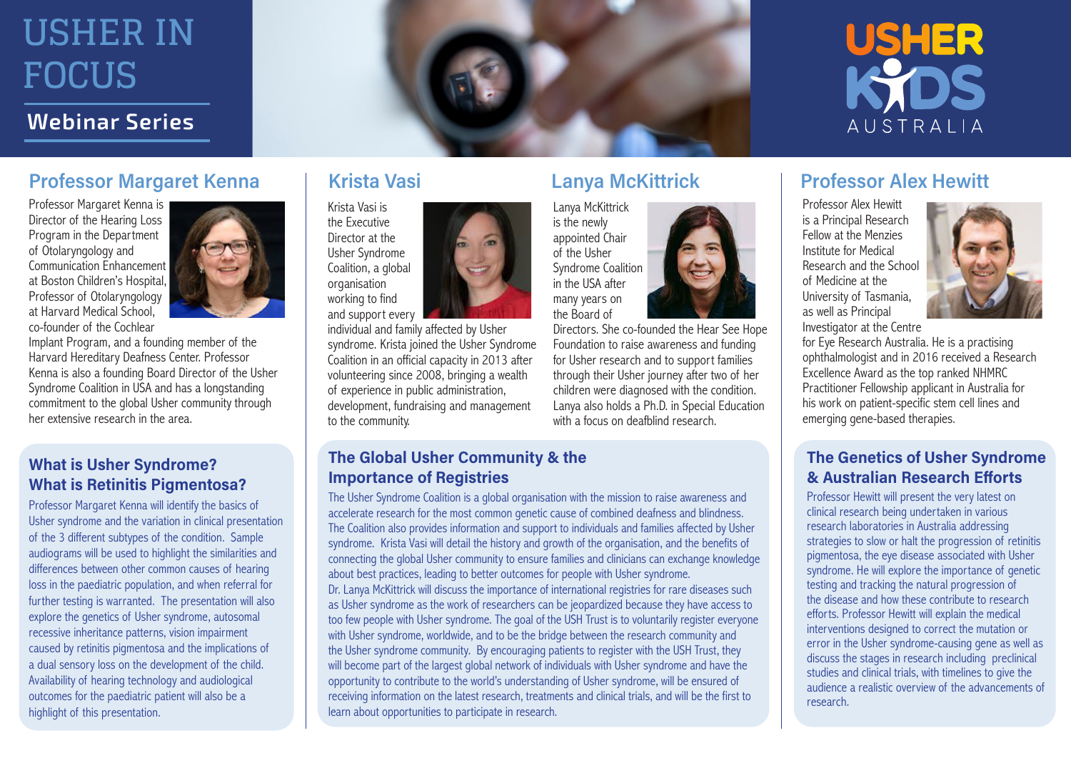# USHER IN FOCUS

## Webinar Series

USHER KIDS AUSTRALIA

## Professor Margaret Kenna

Professor Margaret Kenna is Director of the Hearing Loss Program in the Department of Otolaryngology and Communication Enhancement at Boston Children's Hospital, Professor of Otolaryngology at Harvard Medical School, co-founder of the Cochlear Implant Program, and a founding member of the Harvard Hereditary Deafness Center. Professor Kenna is also a founding Board Director of the Usher Syndrome Coalition in USA and has a longstanding commitment to the global Usher community through her extensive research in the area.

### What is Usher Syndrome? What is Retinitis Pigmentosa?

Professor Margaret Kenna will identify the basics of Usher syndrome and the variation in clinical presentation of the 3 different subtypes of the condition. Sample audiograms will be used to highlight the similarities and differences between other common causes of hearing loss in the paediatric population, and when referral for further testing is warranted. The presentation will also explore the genetics of Usher syndrome, autosomal recessive inheritance patterns, vision impairment caused by retinitis pigmentosa and the implications of a dual sensory loss on the development of the child. Availability of hearing technology and audiological outcomes for the paediatric patient will also be a highlight of this presentation.

## Krista Vasi

Krista Vasi is the Executive Director at the Usher Syndrome Coalition, a global organisation working to find and support every individual and family affected by Usher syndrome. Krista joined the Usher Syndrome Coalition in an official capacity in 2013 after volunteering since 2008, bringing a wealth of experience in public administration, development, fundraising and management to the community.

## Lanya McKittrick

Lanya McKittrick is the newly appointed Chair of the Usher Syndrome Coalition in the USA after many years on the Board of Directors. She co-founded the Hear See Hope Foundation to raise awareness and funding for Usher research and to support families through their Usher journey after two of her children were diagnosed with the condition. Lanya also holds a Ph.D. in Special Education with a focus on deafblind research.

### The Global Usher Community & the Importance of Registries

The Usher Syndrome Coalition is a global organisation with the mission to raise awareness and accelerate research for the most common genetic cause of combined deafness and blindness. The Coalition also provides information and support to individuals and families affected by Usher syndrome. Krista Vasi will detail the history and growth of the organisation, and the benefits of connecting the global Usher community to ensure families and clinicians can exchange knowledge about best practices, leading to better outcomes for people with Usher syndrome.

Dr. Lanya McKittrick will discuss the importance of international registries for rare diseases such as Usher syndrome as the work of researchers can be jeopardized because they have access to too few people with Usher syndrome. The goal of the USH Trust is to voluntarily register everyone with Usher syndrome, worldwide, and to be the bridge between the research community and the Usher syndrome community. By encouraging patients to register with the USH Trust, they will become part of the largest global network of individuals with Usher syndrome and have the opportunity to contribute to the world's understanding of Usher syndrome, will be ensured of receiving information on the latest research, treatments and clinical trials, and will be the first to learn about opportunities to participate in research.

## Professor Alex Hewitt

Professor Alex Hewitt is a Principal Research Fellow at the Menzies Institute for Medical Research and the School of Medicine at the University of Tasmania, as well as Principal Investigator at the Centre for Eye Research Australia. He is a practising ophthalmologist and in 2016 received a Research Excellence Award as the top ranked NHMRC Practitioner Fellowship applicant in Australia for his work on patient-specific stem cell lines and emerging gene-based therapies.

### The Genetics of Usher Syndrome & Australian Research Efforts

Professor Hewitt will present the very latest on clinical research being undertaken in various research laboratories in Australia addressing strategies to slow or halt the progression of retinitis pigmentosa, the eye disease associated with Usher syndrome. He will explore the importance of genetic testing and tracking the natural progression of the disease and how these contribute to research efforts. Professor Hewitt will explain the medical interventions designed to correct the mutation or error in the Usher syndrome-causing gene as well as discuss the stages in research including preclinical studies and clinical trials, with timelines to give the audience a realistic overview of the advancements of research.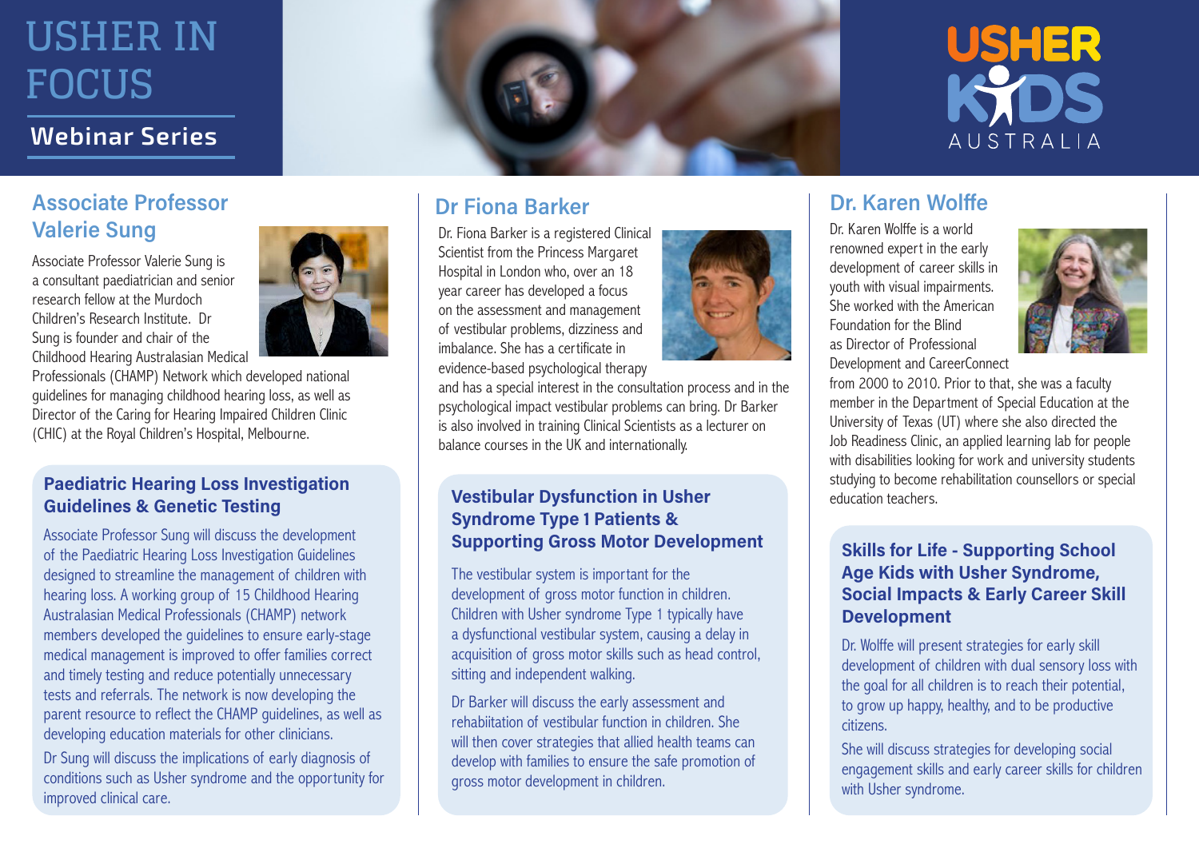# USHER IN FOCUS

## Webinar Series

USHER KIDS AUSTRALIA

## Associate Professor Valerie Sung

Associate Professor Valerie Sung is a consultant paediatrician and senior research fellow at the Murdoch Children's Research Institute. Dr Sung is founder and chair of the Childhood Hearing Australasian Medical Professionals (CHAMP) Network which developed national guidelines for managing childhood hearing loss, as well as Director of the Caring for Hearing Impaired Children Clinic (CHIC) at the Royal Children's Hospital, Melbourne.

### Paediatric Hearing Loss Investigation Guidelines & Genetic Testing

Associate Professor Sung will discuss the development of the Paediatric Hearing Loss Investigation Guidelines designed to streamline the management of children with hearing loss. A working group of 15 Childhood Hearing Australasian Medical Professionals (CHAMP) network members developed the guidelines to ensure early-stage medical management is improved to offer families correct and timely testing and reduce potentially unnecessary tests and referrals. The network is now developing the parent resource to reflect the CHAMP guidelines, as well as developing education materials for other clinicians.

Dr Sung will discuss the implications of early diagnosis of conditions such as Usher syndrome and the opportunity for improved clinical care.

## Dr Fiona Barker

Dr. Fiona Barker is a registered Clinical Scientist from the Princess Margaret Hospital in London who, over an 18 year career has developed a focus on the assessment and management of vestibular problems, dizziness and imbalance. She has a certificate in evidence-based psychological therapy and has a special interest in the consultation process and in the psychological impact vestibular problems can bring. Dr Barker is also involved in training Clinical Scientists as a lecturer on balance courses in the UK and internationally.

### Vestibular Dysfunction in Usher Syndrome Type 1 Patients & Supporting Gross Motor Development

The vestibular system is important for the development of gross motor function in children. Children with Usher syndrome Type 1 typically have a dysfunctional vestibular system, causing a delay in acquisition of gross motor skills such as head control, sitting and independent walking.

Dr Barker will discuss the early assessment and rehabiitation of vestibular function in children. She will then cover strategies that allied health teams can develop with families to ensure the safe promotion of gross motor development in children.

## Dr. Karen Wolffe

Dr. Karen Wolffe is a world renowned expert in the early development of career skills in youth with visual impairments. She worked with the American Foundation for the Blind as Director of Professional Development and CareerConnect from 2000 to 2010. Prior to that, she was a faculty member in the Department of Special Education at the University of Texas (UT) where she also directed the Job Readiness Clinic, an applied learning lab for people with disabilities looking for work and university students studying to become rehabilitation counsellors or special education teachers.

### Skills for Life - Supporting School Age Kids with Usher Syndrome, Social Impacts & Early Career Skill Development

Dr. Wolffe will present strategies for early skill development of children with dual sensory loss with the goal for all children is to reach their potential, to grow up happy, healthy, and to be productive citizens.

She will discuss strategies for developing social engagement skills and early career skills for children with Usher syndrome.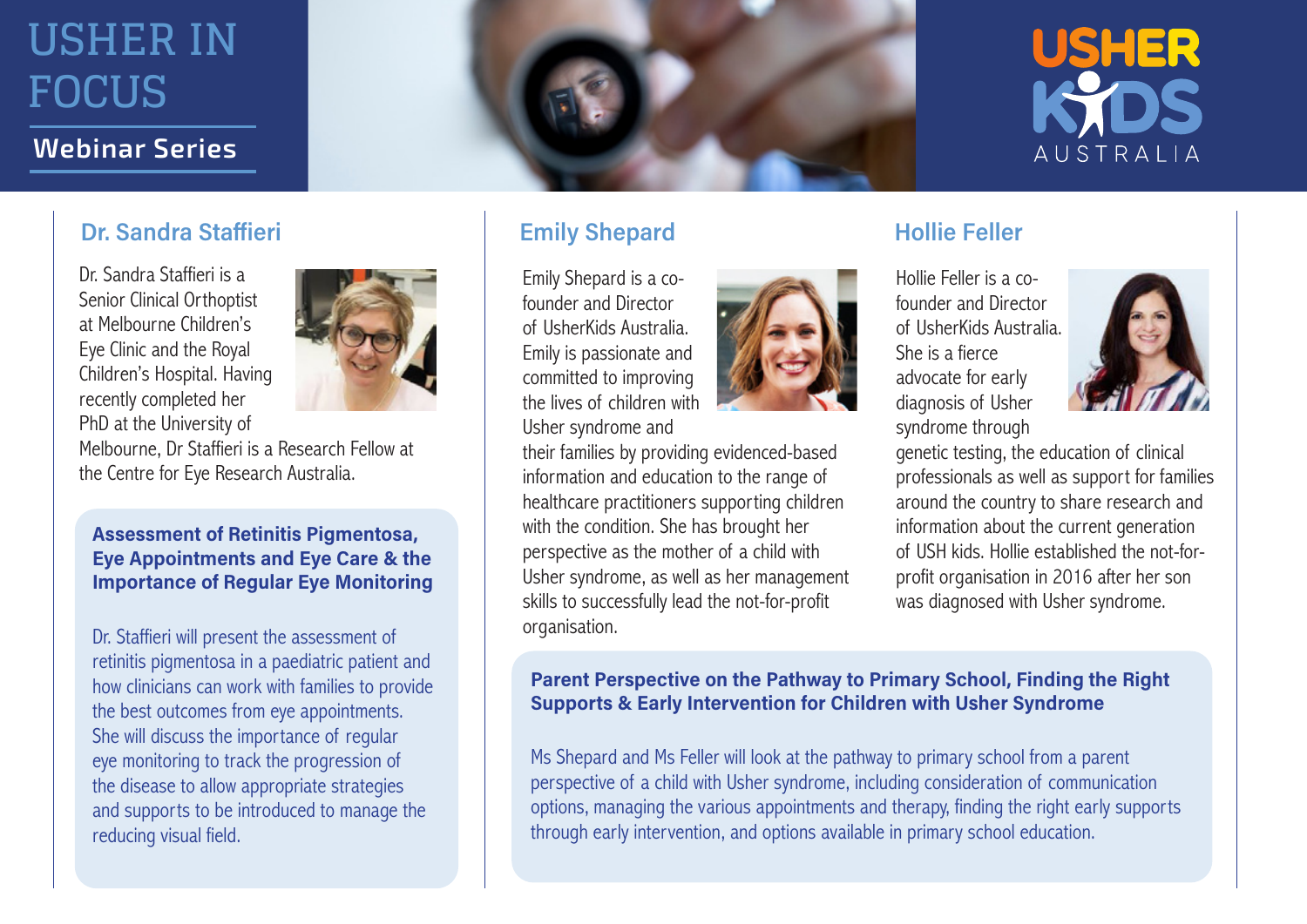# USHER IN FOCUS

## Webinar Series

USHER KIDS AUSTRALIA

## Dr. Sandra Staffieri

Dr. Sandra Staffieri is a Senior Clinical Orthoptist at Melbourne Children's Eye Clinic and the Royal Children's Hospital. Having recently completed her PhD at the University of Melbourne, Dr Staffieri is a Research Fellow at the Centre for Eye Research Australia.

### Assessment of Retinitis Pigmentosa, Eye Appointments and Eye Care & the Importance of Regular Eye Monitoring

Dr. Staffieri will present the assessment of retinitis pigmentosa in a paediatric patient and how clinicians can work with families to provide the best outcomes from eye appointments. She will discuss the importance of regular eye monitoring to track the progression of the disease to allow appropriate strategies and supports to be introduced to manage the reducing visual field.

## Emily Shepard

Emily Shepard is a co-founder and Director of UsherKids Australia. Emily is passionate and committed to improving the lives of children with Usher syndrome and their families by providing evidenced-based information and education to the range of healthcare practitioners supporting children with the condition. She has brought her perspective as the mother of a child with Usher syndrome, as well as her management skills to successfully lead the not-for-profit organisation.

## Hollie Feller

Hollie Feller is a co-founder and Director of UsherKids Australia. She is a fierce advocate for early diagnosis of Usher syndrome through genetic testing, the education of clinical professionals as well as support for families around the country to share research and information about the current generation of USH kids. Hollie established the not-for-profit organisation in 2016 after her son was diagnosed with Usher syndrome.

### Parent Perspective on the Pathway to Primary School, Finding the Right Supports & Early Intervention for Children with Usher Syndrome

Ms Shepard and Ms Feller will look at the pathway to primary school from a parent perspective of a child with Usher syndrome, including consideration of communication options, managing the various appointments and therapy, finding the right early supports through early intervention, and options available in primary school education.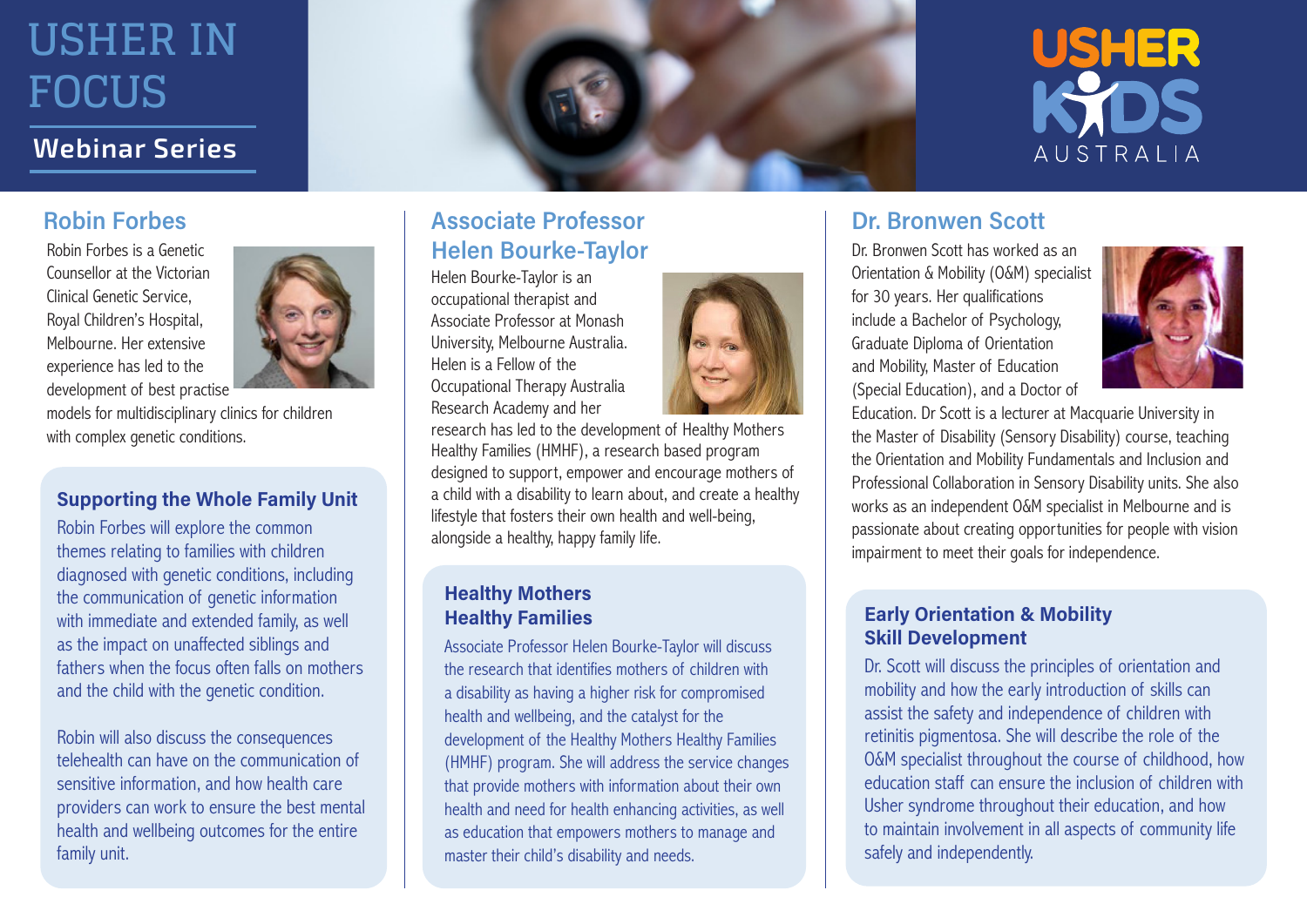# USHER IN FOCUS

## Webinar Series

USHER KIDS AUSTRALIA

## Robin Forbes

Robin Forbes is a Genetic Counsellor at the Victorian Clinical Genetic Service, Royal Children's Hospital, Melbourne. Her extensive experience has led to the development of best practise models for multidisciplinary clinics for children with complex genetic conditions.

### Supporting the Whole Family Unit

Robin Forbes will explore the common themes relating to families with children diagnosed with genetic conditions, including the communication of genetic information with immediate and extended family, as well as the impact on unaffected siblings and fathers when the focus often falls on mothers and the child with the genetic condition.

Robin will also discuss the consequences telehealth can have on the communication of sensitive information, and how health care providers can work to ensure the best mental health and wellbeing outcomes for the entire family unit.

## Associate Professor Helen Bourke-Taylor

Helen Bourke-Taylor is an occupational therapist and Associate Professor at Monash University, Melbourne Australia. Helen is a Fellow of the Occupational Therapy Australia Research Academy and her research has led to the development of Healthy Mothers Healthy Families (HMHF), a research based program designed to support, empower and encourage mothers of a child with a disability to learn about, and create a healthy lifestyle that fosters their own health and well-being, alongside a healthy, happy family life.

### Healthy Mothers Healthy Families

Associate Professor Helen Bourke-Taylor will discuss the research that identifies mothers of children with a disability as having a higher risk for compromised health and wellbeing, and the catalyst for the development of the Healthy Mothers Healthy Families (HMHF) program. She will address the service changes that provide mothers with information about their own health and need for health enhancing activities, as well as education that empowers mothers to manage and master their child's disability and needs.

## Dr. Bronwen Scott

Dr. Bronwen Scott has worked as an Orientation & Mobility (O&M) specialist for 30 years. Her qualifications include a Bachelor of Psychology, Graduate Diploma of Orientation and Mobility, Master of Education (Special Education), and a Doctor of Education. Dr Scott is a lecturer at Macquarie University in the Master of Disability (Sensory Disability) course, teaching the Orientation and Mobility Fundamentals and Inclusion and Professional Collaboration in Sensory Disability units. She also works as an independent O&M specialist in Melbourne and is passionate about creating opportunities for people with vision impairment to meet their goals for independence.

### Early Orientation & Mobility Skill Development

Dr. Scott will discuss the principles of orientation and mobility and how the early introduction of skills can assist the safety and independence of children with retinitis pigmentosa. She will describe the role of the O&M specialist throughout the course of childhood, how education staff can ensure the inclusion of children with Usher syndrome throughout their education, and how to maintain involvement in all aspects of community life safely and independently.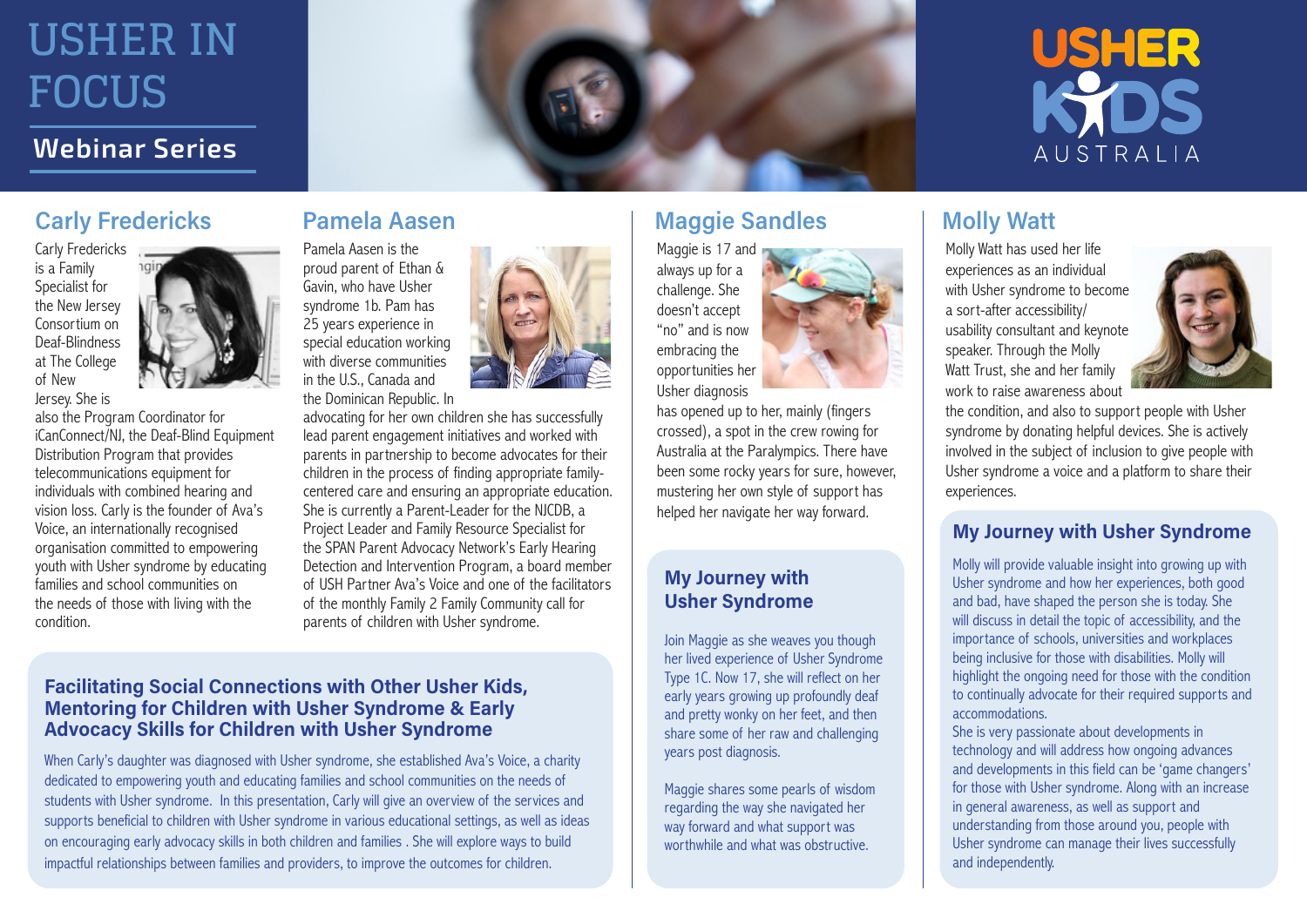# USHER IN FOCUS

## Webinar Series

USHER KIDS AUSTRALIA

## Carly Fredericks

Carly Fredericks is a Family Specialist for the New Jersey Consortium on Deaf-Blindness at The College of New Jersey. She is also the Program Coordinator for iCanConnect/NJ, the Deaf-Blind Equipment Distribution Program that provides telecommunications equipment for individuals with combined hearing and vision loss. Carly is the founder of Ava's Voice, an internationally recognised organisation committed to empowering youth with Usher syndrome by educating families and school communities on the needs of those with living with the condition.

## Pamela Aasen

Pamela Aasen is the proud parent of Ethan & Gavin, who have Usher syndrome 1b. Pam has 25 years experience in special education working with diverse communities in the U.S., Canada and the Dominican Republic. In advocating for her own children she has successfully lead parent engagement initiatives and worked with parents in partnership to become advocates for their children in the process of finding appropriate family-centered care and ensuring an appropriate education. She is currently a Parent-Leader for the NJCDB, a Project Leader and Family Resource Specialist for the SPAN Parent Advocacy Network's Early Hearing Detection and Intervention Program, a board member of USH Partner Ava's Voice and one of the facilitators of the monthly Family 2 Family Community call for parents of children with Usher syndrome.

### Facilitating Social Connections with Other Usher Kids, Mentoring for Children with Usher Syndrome & Early Advocacy Skills for Children with Usher Syndrome

When Carly's daughter was diagnosed with Usher syndrome, she established Ava's Voice, a charity dedicated to empowering youth and educating families and school communities on the needs of students with Usher syndrome. In this presentation, Carly will give an overview of the services and supports beneficial to children with Usher syndrome in various educational settings, as well as ideas on encouraging early advocacy skills in both children and families . She will explore ways to build impactful relationships between families and providers, to improve the outcomes for children.

## Maggie Sandles

Maggie is 17 and always up for a challenge. She doesn't accept "no" and is now embracing the opportunities her Usher diagnosis has opened up to her, mainly (fingers crossed), a spot in the crew rowing for Australia at the Paralympics. There have been some rocky years for sure, however, mustering her own style of support has helped her navigate her way forward.

### My Journey with Usher Syndrome

Join Maggie as she weaves you though her lived experience of Usher Syndrome Type 1C. Now 17, she will reflect on her early years growing up profoundly deaf and pretty wonky on her feet, and then share some of her raw and challenging years post diagnosis.

Maggie shares some pearls of wisdom regarding the way she navigated her way forward and what support was worthwhile and what was obstructive.

## Molly Watt

Molly Watt has used her life experiences as an individual with Usher syndrome to become a sort-after accessibility/usability consultant and keynote speaker. Through the Molly Watt Trust, she and her family work to raise awareness about the condition, and also to support people with Usher syndrome by donating helpful devices. She is actively involved in the subject of inclusion to give people with Usher syndrome a voice and a platform to share their experiences.

### My Journey with Usher Syndrome

Molly will provide valuable insight into growing up with Usher syndrome and how her experiences, both good and bad, have shaped the person she is today. She will discuss in detail the topic of accessibility, and the importance of schools, universities and workplaces being inclusive for those with disabilities. Molly will highlight the ongoing need for those with the condition to continually advocate for their required supports and accommodations.

She is very passionate about developments in technology and will address how ongoing advances and developments in this field can be 'game changers' for those with Usher syndrome. Along with an increase in general awareness, as well as support and understanding from those around you, people with Usher syndrome can manage their lives successfully and independently.